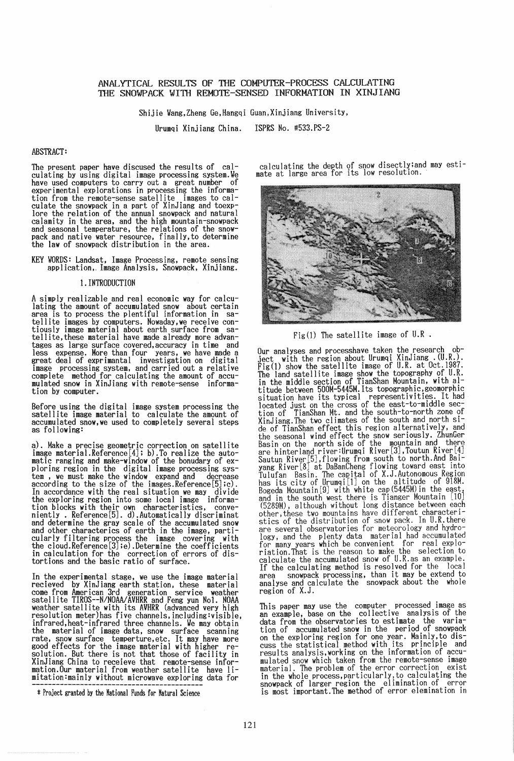# ANALYTICAL RESULTS OF THE COMPUTER-PROCESS CALCULATING THE SNOWPACK WITH REMOTE-SENSED INFORMATION IN XINJIANG

Shijie Wang,Zheng Ge,Hangqi Guan,Xinjiang University,

Urumqi Xinjiang China. ISPRS No. #533.PS-2

## ABSTRACT:

The present paper have discused the results of calculating by using digital image processing system.We have used computers to carry out a great number of experimental explorations in processing the information from the remote-sense satellite images to calculate the snowpack in a part of XinJiang and toexplore the relation of the annual snowpack and natural calamity in the area, and the high mountain-snowpack and seasonal temperature, the relations of the snowpack and native water resource, finally,to determine the law of snowpack distribution in the area.

KEY WORDS: Landsat, Image Processing, remote sensing application, Image Analysis, Snowpack, Xinjiang.

## 1. INTRODUCTION

A simply realizable and real economic way for calculating the amount of accumulated snow about certain area is to process the plentiful information in satellite images by computers. Noweday,we receive contiously image material about earth surface from satellite,these material have made already more advantages as large surface covered,accuracy in time and less expense. More than four years, we have made a great deal of exprimantal investigation on digital image processing system, and carried out a relative complete method for calculating the amount of accumulated snow in XinJiang with remote-sense information by computer.

Before using the digital image system processing the satellite image material to calculate the amount of accumulated snow,we used to completely several steps as following:

a). Make a precise geometric correction on satellite image material.Reference[4]; b).To realize the automatic ranging and make-window of the bonudary of exploring region in the digital image processing system , we must make the window expand and decrease according to the size of the images.Reference[5];c). In accordance with the real situation we may divide the exploring region into some local image information blocks with their own characteristics, conveniently . Reference[5]. d).Automatically discriminat and determine the gray scale of the accumulated snow and other characterics of earth in the image, particularly filtering process the image covering with the cloud.Reference[3];e).Determine the coefficients in calculation for the correction of errors of distortions and the basic ratio of surface.

In the experimental stage, we use the image material recieved by XinJiang earth station, these material come from American 3rd generation service weather satellite TIROS--N/NOAA/AVHRR and Feng yun No1. NOAA weather satellite with its AVHRR (advanced very high resolution meter)has five channels,including:visible, infrared,heat-infrared three channels. We may obtain the material of image data, snow surface scanning rate, snow surface temperture,etc. It may have more good effects for the image material with higher resolution. But there is not that those of facility in XinJiang China to receieve that remote-sense information.Our material from weather satellite have limitation:mainly without microwave exploring data for calculating the depth of snow disectly;and may estimate at large area for its low resolution.

Fig(1) The satellite image of U.R .

Our analyses and processhave taken the research object with the region about Urumqi XinJiang .(U.R.). Fig(1) show the satellite image of U.R. at Oct.1987. The land satellite image show the topography of U.R. in the middle section of TianShan Mountain, with altitude between 500M-5445M.Its topographic,geomorphic situation have its typical representivities. It had located just on the cross of the east-to-middle section of TianShan Mt. and the south-to-north zone of XinJiang.The two climates of the south and north side of TianShan effect this region alternatively, and the seasonal wind effect the snow seriously. ZhunGer Basin on the north side of the mountain and there are hinterland river:Urumqi River[3],Toutun River[4] Sautun River[5],flowing from south to north.And Baiyang River[8] at DaBanCheng flowing toward east into Tulufan Basin. The capital of X.J.Autonomous Region has its city of Urumqi[1] on the altitude of 918M. Bogeda Mountain[9] with white cap(5445M)in the east, and in the south west there is Tianger Mountain [10] (5289M), although without long distance between each other,these two mountains have different characteristics of the distribution of snow pack. In U.R.there are several observatories for meteorology and hydrology, and the plenty data material had accumulated for many years which be convenient for real exploriation.That is the reason to make the selection to calculate the accumulated snow of U.R.as an example. If the calculating method is resolved for the local area snowpack processing, than it may be extend to analyse and calculate the snowpack about the whole region of X.J.

This paper may use the computer processed image as an example, base on the collective analysis of the data from the observatories to estimate the variation of accumulated snow in the period of snowpack on the exploring region for one year. Mainly,to discuss the statistical method with its principle and results analysis,working on the information of accumulated snow which taken from the remote-sense image material. The problem of the error correction exist in the whole process,particularly,to calculating the snowpack of larger region the elimination of error is most important.The method of error elemination in

\* Project granted by the National Funds for Natural Science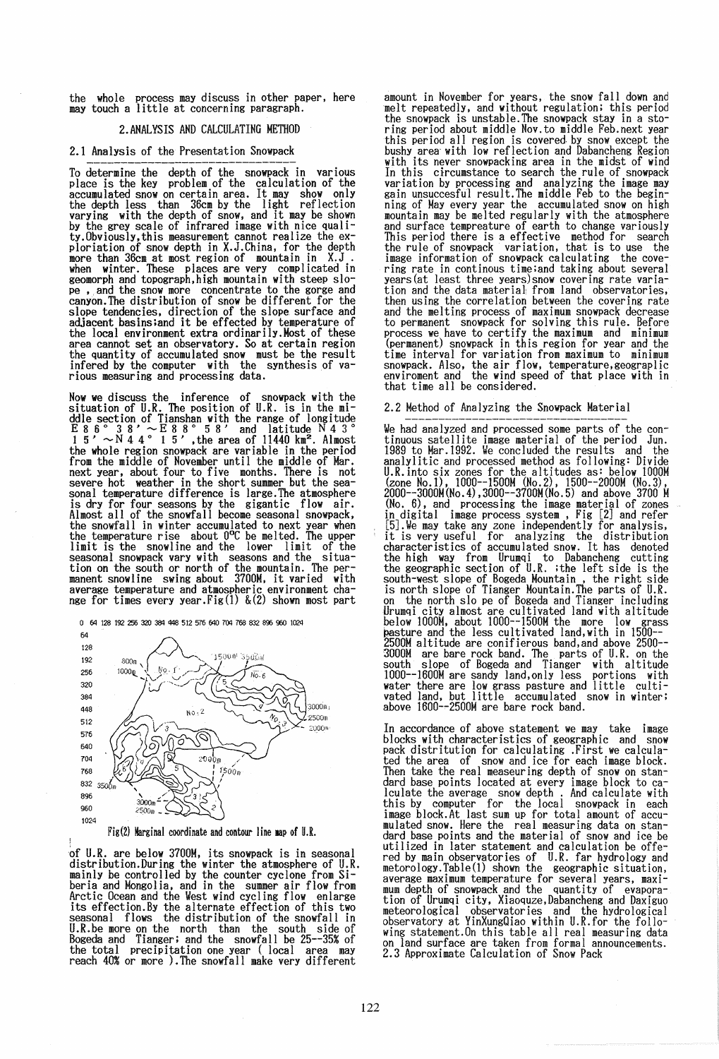the whole process may discuss in other paper, here may touch a little at concerning paragraph.

## 2. ANALYSIS AND CALCULATING METHOD

### 2.1 Analysis of the Presentation Snowpack

To determine the depth of the snowpack in various place is the key problem of the calculation of the accumulated snow on certain area. It may show only the depth less than 36cm by the light reflection varying with the depth of snow, and it may be shown by the grey scale of infrared image with nice quality. Obviously, this measurement cannot realize the exploriation of snow depth in X.J.China, for the depth more than 36cm at most region of mountain in X.J. when winter. These places are very complicated in geomorph and topograph, high mountain with steep slope, and the snow more concentrate to the gorge and canyon. The distribution of snow be different for the slope tendencies, direction of the slope surface and adjacent basins; and it be effected by temperature of the local environment extra ordinarily. Most of these area cannot set an observatory. So at certain region the quantity of accumulated snow must be the result infered by the computer with the synthesis of various measuring and processing data.

Now we discuss the inference of snowpack with the situation of U.R. The position of U.R. is in the middle section of Tianshan with the range of longitude E 86° 38' ~ E 88° 58' and latitude N 43° 15' ~ N 44° 15', the area of 11440 km². Almost the whole region snowpack are variable in the period from the middle of November until the middle of Mar. next year, about four to five months. There is not severe hot weather in the short summer but the seasonal temperature difference is large. The atmosphere is dry for four seasons by the gigantic flow air. Almost all of the snowfall become seasonal snowpack, the snowfall in winter accumulated to next year when the temperature rise about 0°C be melted. The upper limit is the snowline and the lower limit of the seasonal snowpack vary with seasons and the situation on the south or north of the mountain. The permanent snowline swing about 3700M, it varied with average temperature and atmospheric environment change for times every year. Fig(1) & (2) shown most part

Fig(2) Marginal coordinate and contour line map of U.R.

of U.R. are below 3700M, its snowpack is in seasonal distribution. During the winter the atmosphere of U.R. mainly be controlled by the counter cyclone from Siberia and Mongolia, and in the summer air flow from Arctic Ocean and the West wind cycling flow enlarge its effection. By the alternate effection of this two seasonal flows the distribution of the snowfall in U.R. be more on the north than the south side of Bogeda and Tianger; and the snowfall be 25--35% of the total precipitation one year ( local area may reach 40% or more ). The snowfall make very different amount in November for years, the snow fall down and melt repeatedly, and without regulation; this period the snowpack is unstable. The snowpack stay in a storing period about middle Nov. to middle Feb. next year this period all region is covered by snow except the bushy area with low reflection and Dabancheng Region with its never snowpacking area in the midst of wind. In this circumstance to search the rule of snowpack variation by processing and analyzing the image may gain unsuccesful result. The middle Feb to the beginning of May every year the accumulated snow on high mountain may be melted regularly with the atmosphere and surface tempreature of earth to change variously. This period there is a effective method for search the rule of snowpack variation, that is to use the image information of snowpack calculating the covering rate in continous time; and taking about several years (at least three years) snow covering rate variation and the data material from land observatories, then using the correlation between the covering rate and the melting process of maximum snowpack decrease to permanent snowpack for solving this rule. Before process we have to certify the maximum and minimum (permanent) snowpack in this region for year and the time interval for variation from maximum to minimum snowpack. Also, the air flow, temperature, geographic enviroment and the wind speed of that place with in that time all be considered.

### 2.2 Method of Analyzing the Snowpack Material

We had analyzed and processed some parts of the continuous satellite image material of the period Jun. 1989 to Mar. 1992. We concluded the results and the analylitic and processed method as following: Divide U.R. into six zones for the altitudes as: below 1000M (zone No.1), 1000--1500M (No.2), 1500--2000M (No.3), 2000--3000M (No.4), 3000--3700M (No.5) and above 3700 M (No. 6), and processing the image material of zones in digital image process system , Fig [2] and refer [5]. We may take any zone independently for analysis, it is very useful for analyzing the distribution characteristics of accumulated snow. It has denoted the high way from Urumqi to Dabancheng cutting the geographic section of U.R. ; the left side is the south-west slope of Bogeda Mountain , the right side is north slope of Tianger Mountain. The parts of U.R. on the north slo pe of Bogeda and Tianger including Urumqi city almost are cultivated land with altitude below 1000M, about 1000--1500M the more low grass pasture and the less cultivated land, with in 1500--2500M altitude are coniferious band, and above 2500--3000M are bare rock band. The parts of U.R. on the south slope of Bogeda and Tianger with altitude 1000--1600M are sandy land, only less portions with water there are low grass pasture and little cultivated land, but little accumulated snow in winter; above 1600--2500M are bare rock band.

In accordance of above statement we may take image blocks with characteristics of geographic and snow pack distritution for calculating . First we calculated the area of snow and ice for each image block. Then take the real measeuring depth of snow on standard base points located at every image block to calculate the average snow depth . And calculate with this by computer for the local snowpack in each image block. At last sum up for total amount of accumulated snow. Here the real measuring data on standard base points and the material of snow and ice be utilized in later statement and calculation be offered by main observatories of U.R. far hydrology and metorology. Table(1) shown the geographic situation, average maximum temperature for several years, maximum depth of snowpack and the quantity of evaporation of Urumqi city, Xiaoquze, Dabancheng and Daxiguo meteorological observatories and the hydrological observatory at YinXungQiao within U.R. for the following statement. On this table all real measuring data on land surface are taken from formal announcements.

### 2.3 Approximate Calculation of Snow Pack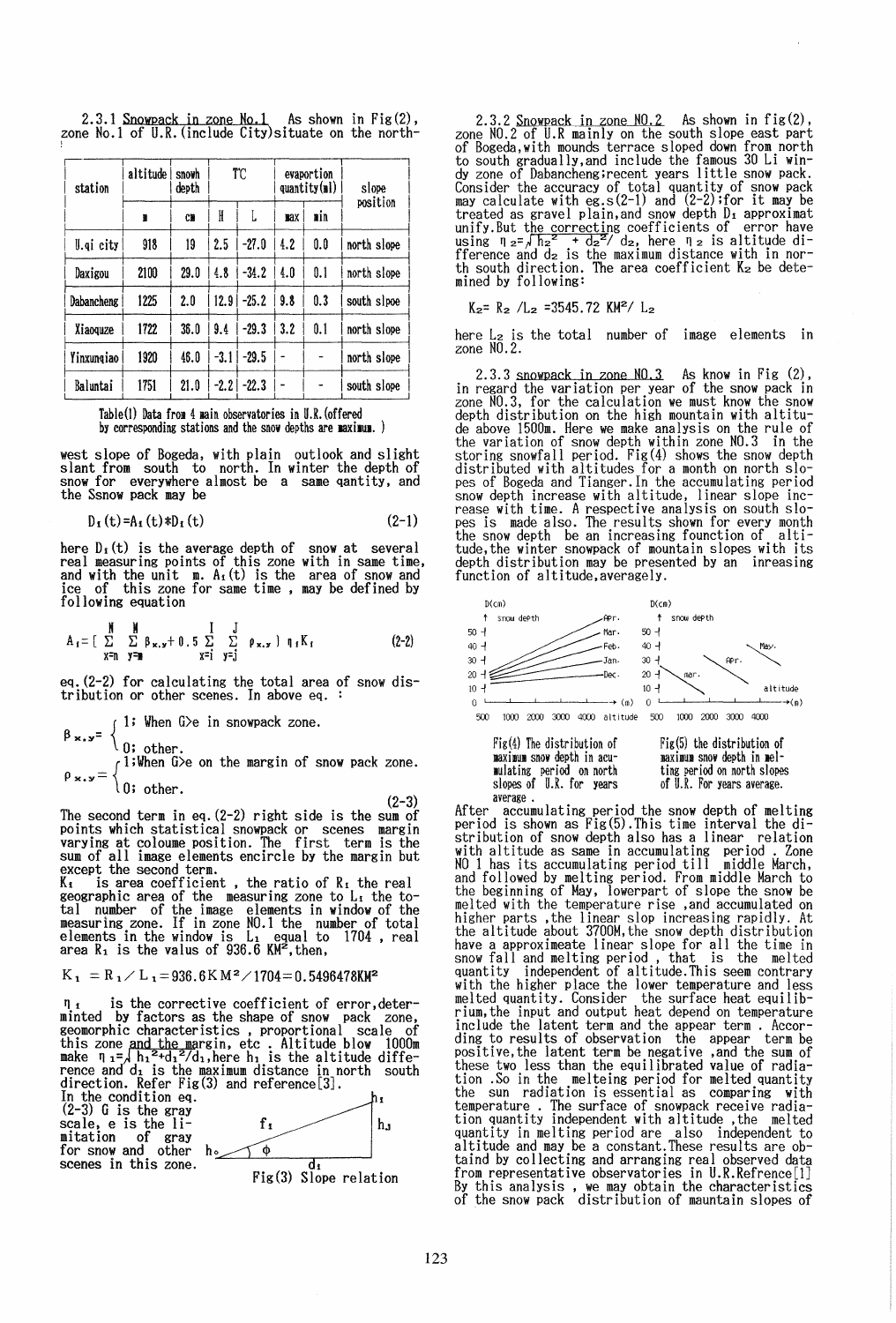### 2.3.1 Snowpack in zone No.1

As shown in Fig(2), zone No.1 of U.R.(include City) situate on the north-west slope of Bogeda, with plain outlook and slight slant from south to north. In winter the depth of snow for everywhere almost be a same qantity, and the Ssnow pack may be

| station | altitude | snowh depth | T℃ | | evaportion quantity(ml) | | slope position |
|---|---|---|---|---|---|---|---|
| | m | cm | H | L | max | min | |
| U.qi city | 918 | 19 | 2.5 | -27.0 | 4.2 | 0.0 | north slope |
| Daxigou | 2100 | 29.0 | 4.8 | -34.2 | 4.0 | 0.1 | north slope |
| Dabancheng | 1225 | 2.0 | 12.9 | -25.2 | 9.8 | 0.3 | south slpoe |
| Xiaoquze | 1722 | 36.0 | 9.4 | -29.3 | 3.2 | 0.1 | north slope |
| Yinxunqiao | 1920 | 46.0 | -3.1 | -29.5 | - | - | north slope |
| Baluntai | 1751 | 21.0 | -2.2 | -22.3 | - | - | south slope |

Table(1) Data from 4 main observatories in U.R.(offered by corresponding stations and the snow depths are maximum. )

$$D_I(t)=A_I(t)*D_I(t) \tag{2-1}$$

here $D_I(t)$ is the average depth of snow at several real measuring points of this zone with in same time, and with the unit m. $A_I(t)$ is the area of snow and ice of this zone for same time , may be defined by following equation

$$A_I=[\sum_{x=n}^{N}\sum_{y=m}^{M}\beta_{x,y}+0.5\sum_{x=i}^{I}\sum_{y=j}^{J}\rho_{x,y}]\,\eta_I K_I \tag{2-2}$$

eq.(2-2) for calculating the total area of snow distribution or other scenes. In above eq. :

$$\beta_{x,y}=\begin{cases}1; \text{ When } G>e \text{ in snowpack zone.}\\ 0; \text{ other.}\end{cases}$$

$$\rho_{x,y}=\begin{cases}1;\text{When } G>e \text{ on the margin of snow pack zone.}\\ 0; \text{ other.}\end{cases} \tag{2-3}$$

The second term in eq.(2-2) right side is the sum of points which statistical snowpack or scenes margin varying at coloume position. The first term is the sum of all image elements encircle by the margin but except the second term.

$K_I$ is area coefficient , the ratio of $R_I$ the real geographic area of the measuring zone to $L_I$ the total number of the image elements in window of the measuring zone. If in zone NO.1 the number of total elements in the window is $L_1$ equal to 1704 , real area $R_1$ is the valus of 936.6 $KM^2$,then,

$$K_1=R_1/L_1=936.6KM^2/1704=0.5496478KM^2$$

$\eta_I$ is the corrective coefficient of error,determinted by factors as the shape of snow pack zone, geomorphic characteristics , proportional scale of this zone and the margin, etc . Altitude blow 1000m make $\eta_1=\sqrt{h_1^2+d_1^2}/d_1$,here $h_1$ is the altitude difference and $d_1$ is the maximum distance in north south direction. Refer Fig(3) and reference[3].

In the condition eq.(2-3) G is the gray scale, e is the limitation of gray for snow and other scenes in this zone.

Fig(3) Slope relation

### 2.3.2 Snowpack in zone NO.2

As shown in fig(2), zone NO.2 of U.R mainly on the south slope east part of Bogeda,with mounds terrace sloped down from north to south gradually,and include the famous 30 Li windy zone of Dabancheng;recent years little snow pack. Consider the accuracy of total quantity of snow pack may calculate with eg.s(2-1) and (2-2);for it may be treated as gravel plain,and snow depth $D_I$ approximat unify.But the correcting coefficients of error have using $\eta_2=\sqrt{h_2^2+d_2^2}/d_2$, here $\eta_2$ is altitude difference and $d_2$ is the maximum distance with in north south direction. The area coefficient $K_2$ be determined by following:

$$K_2=R_2/L_2=3545.72\ KM^2/L_2$$

here $L_2$ is the total number of image elements in zone NO.2.

### 2.3.3 snowpack in zone NO.3

As know in Fig (2), in regard the variation per year of the snow pack in zone NO.3, for the calculation we must know the snow depth distribution on the high mountain with altitude above 1500m. Here we make analysis on the rule of the variation of snow depth within zone NO.3 in the storing snowfall period. Fig(4) shows the snow depth distributed with altitudes for a month on north slopes of Bogeda and Tianger.In the accumulating period snow depth increase with altitude, linear slope increase with time. A respective analysis on south slopes is made also. The results shown for every month the snow depth be an increasing founction of altitude,the winter snowpack of mountain slopes with its depth distribution may be presented by an inreasing function of altitude,averagely.

Fig(4) The distribution of maximum snow depth in accumulating period on north slopes of U.R. for years average .

Fig(5) the distribution of maximum snow depth in melting period on north slopes of U.R. For years average.

After accumulating period the snow depth of melting period is shown as Fig(5).This time interval the distribution of snow depth also has a linear relation with altitude as same in accumulating period . Zone NO 1 has its accumulating period till middle March, and followed by melting period. From middle March to the beginning of May, lowerpart of slope the snow be melted with the temperature rise ,and accumulated on higher parts ,the linear slop increasing rapidly. At the altitude about 3700M,the snow depth distribution have a approximeate linear slope for all the time in snow fall and melting period , that is the melted quantity independent of altitude.This seem contrary with the higher place the lower temperature and less melted quantity. Consider the surface heat equilibrium,the input and output heat depend on temperature include the latent term and the appear term . According to results of observation the appear term be positive,the latent term be negative ,and the sum of these two less than the equilibrated value of radiation .So in the melting period for melted quantity the sun radiation is essential as comparing with temperature . The surface of snowpack receive radiation quantity independent with altitude ,the melted quantity in melting period are also independent to altitude and may be a constant.These results are obtaind by collecting and arranging real observed data from representative observatories in U.R.Refrence[1] By this analysis , we may obtain the characteristics of the snow pack distribution of mauntain slopes of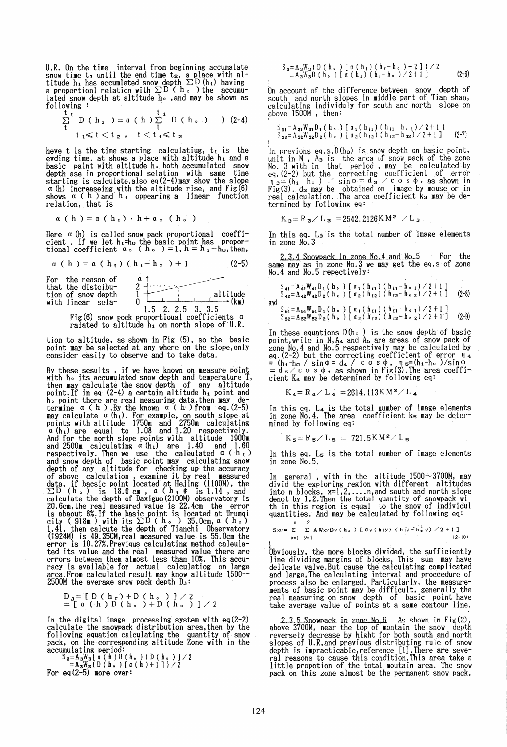U.R. On the time interval from beginning accumalate snow time $t_1$ until the end time $t_2$, a place with altitude $h_1$ has accumlated snow depth $\Sigma D(h_1)$ having a proportionl relation with $\Sigma D(h_o)$ the accumulated snow depth at altitude $h_o$, and may be shown as following :

$$\sum_{t}^{t_1} D(h_1) = \alpha(h)\sum_{t}^{t_1} D(h_o) \qquad ) \ (2\text{-}4)$$

$$t_1 \leqslant t < t_2, \quad t < t_1 \leqslant t_2$$

heve t is the time starting calculatiug, $t_1$ is the evding time. at shows a place with altitude $h_1$ and a basic paint with altitude $h_o$ both accumulated snow depth ase in proportional selation with same time starting is calculate.also eq(2-4)may show the slope $\alpha(h)$ increaseing with the altitude rise, and Fig(6) shows $\alpha(h)$ and $h_1$ oppearing a linear function relation, that is

$$\alpha(h) = \alpha(h_1)\cdot h + \alpha_o(h_o)$$

Here $\alpha(h)$ is called snow pack proportional coefficient . If we let $h_1=h_o$ the basic point has proportional coefficient $\alpha_o(h_o)=1$, $h=h_1-h_o$, then,

$$\alpha(h) = \alpha(h_1)(h_1-h_o)+1 \qquad (2\text{-}5)$$

For the reason of that the distcibution of snow depth with linear selation to altitude, as shown in Fig (5), so the basic point may be selected at any where on the slope,only consider easily to observe and to take data.

Fig(6) snow pock proportioual coefficients $\alpha$ ralated to altitude $h_1$ on north slope of U.R.

By these sesults , if we have known on measure point with $h_o$ its accumulated snow depth and temperature T, then may calculate the snow depth of any altitude point.If in eq (2-4) a certain altitude $h_1$ point and $h_o$ point there are real measuring data,then may determine $\alpha(h)$.By the known $\alpha(h)$ from eq.(2-5) may calculate $\alpha(h_1)$. For example, on south slope at points with altitude 1750m and 2750m calculating $\alpha(h_1)$ are equal to 1.08 and 1.20 respectively. And for the north slope points with altitude 1900m and 2500m calculating $\alpha(h_1)$ are 1.40 and 1.60 respectively. Then we use the caleulated $\alpha(h_1)$ and snow depth of basic point may calculating snow depth of any altitude for checking up the accuracy of above calculation , examine it by real measured data, if bacsic point located at Hejing (1100M), the $\Sigma D(h_o)$ is 18.0 cm , $\alpha(h_1)$ is 1.14 , and calculate the depth of Daxiguo(2100M) observatory is 20.6cm,the real measured value is 22.4cm the error is abaout 8%.If the basic point is located at Urumqi city ( 918m ) with its $\Sigma D(h_o)$ 35.0cm, $\alpha(h_1)$ 1.41, then calcute the depth of Tianchi Observatory (1924M) is 49.35CM,real measured value is 55.0cm the error is 10.27%.Previqus calculating method caleulated its value and the real measured value there are errors between them almost less than 10%. This accuracy is available for actual calculatiog on large area.From calculated result may know altitude 1500--2500M the average srow pack depth $D_3$:

$$D_3 = [D(h_1)+D(h_o)]/2 = [\alpha(h)D(h_o)+D(h_o)]/2$$

In the digital image processing system with eq(2-2) calculate the snowpack distribution area,then by the following equation calculating the quantity of snow pack, on the corresponding altitude Zone with in the accumulating period:

$$S_3 = A_3W_3[\alpha(h)D(h_o)+D(h_o)]/2 = A_3W_3\{D(h_o)[\alpha(h)+1]\}/2$$

For eq(2-5) more over:

$$S_3 = A_3W_3\{D(h_o)[\alpha(h_1)(h_1-h_o)+2]\}/2 = A_3W_3D(h_o)[\alpha(h_1)(h_1-h_o)/2+1] \qquad (2\text{-}6)$$

On account of the difference between snow depth of south and north slopes in middle part of Tian shan, calculating individuly for south and north slope on above 1500M , then:

$$S_{31} = A_{31}W_{31}D_1(h_o)[\alpha_1(h_{11})(h_{11}-h_{o1})/2+1]$$
$$S_{32} = A_{32}W_{32}D_2(h_o)[\alpha_2(h_{12})(h_{12}-h_{o2})/2+1] \qquad (2\text{-}7)$$

In previons eq.s,$D(h_o)$ is snow depth on basic point, unit in M , $A_3$ is the area of snow pack of the zone No. 3 with in that period , may be calculated by eq.(2-2) but the correcting coefficient of error $\eta_3=(h_1-h_o)/\sin\phi = d_3/\cos\phi$, as shown in Fig(3). $d_3$ may be obtained on image by mouse or in real calculation. The area coefficient $k_3$ may be determined by following eq:

$$K_3 = R_3/L_3 = 2542.2126\text{KM}^2/L_3$$

In this eq. $L_3$ is the total number of image elements in zone No.3

2.3.4 Snowpack in zone No.4 and No.5 For the same may as in zone No.3 we may get the eq.s of zone No.4 and No.5 repectively:

$$S_{41} = A_{41}W_{41}D_1(h_o)[\alpha_1(h_{11})(h_{11}-h_{o1})/2+1]$$
$$S_{42} = A_{42}W_{42}D_2(h_o)[\alpha_2(h_{12})(h_{12}-h_{o2})/2+1] \qquad (2\text{-}8)$$

and

$$S_{51} = A_{51}W_{51}D_1(h_o)[\alpha_1(h_{11})(h_{11}-h_{o1})/2+1]$$
$$S_{52} = A_{52}W_{52}D_2(h_o)[\alpha_2(h_{12})(h_{12}-h_{o2})/2+1] \qquad (2\text{-}9)$$

In these equations $D(h_o)$ is the snow depth of basic point,wrile in M,$A_4$ and $A_5$ are areas of snow pack of zone No.4 and No.5 respectively may be calculated by eq.(2-2) but the correcting coefficient of error $\eta_4=(h_1-h_o)/\sin\phi=d_4/\cos\phi$, $\eta_5=(h_1-h_o)/\sin\phi=d_5/\cos\phi$, as shown in Fig(3).The area coefficient $K_4$ may be determined by following eq:

$$K_4 = R_4/L_4 = 2614.113\text{KM}^2/L_4$$

In this eq. $L_4$ is the total number of image elements in zone No.4. The area coefficient $k_5$ may be determined by following eq:

$$K_5 = R_5/L_5 = 721.5\text{KM}^2/L_5$$

In this eq. $L_5$ is the total number of image elements in zone No.5.

In gereral , with in the altitude 1500~3700M, may divid the exploring region with different altitudes into n blocks, x=1,2,....n,and south and north slope denot by 1,2.Then the total quantity of snowpack with in this region is equal to the snow of individul quantities. And may be calculated by following eq:

$$S_{xy} = \sum_{x=1}^{n}\sum_{y=1}^{2} A W_{xy} D_y(h_o)[\alpha_y(h_{1y})(h_{1y}-h_{oy})/2+1] \qquad (2\text{-}10)$$

Obviously, the more blocks divided, the sufficiently line dividing margins of blocks, This sum may have delicate valve.But cause the calculating complicated and large,The calculating interval and proccedure of process also be enlarged. Particularly, the measurements of basic point may be difficult, generally the real measuring on snow depth of basic point have take average value of points at a same contour line.

2.3.5 Snowpack in zone No.6 As shown in Fig(2), above 3700M, near the top of maintain the snow depth reversely decrease by hight for both south and north slopes of U.R,and previous distributing rule of snow depth is impracticable,reference [1].There are several reasons to cause this condition.This area take a little propotion of the total moutain area. The snow pack on this zone almost be the permanent snow pack,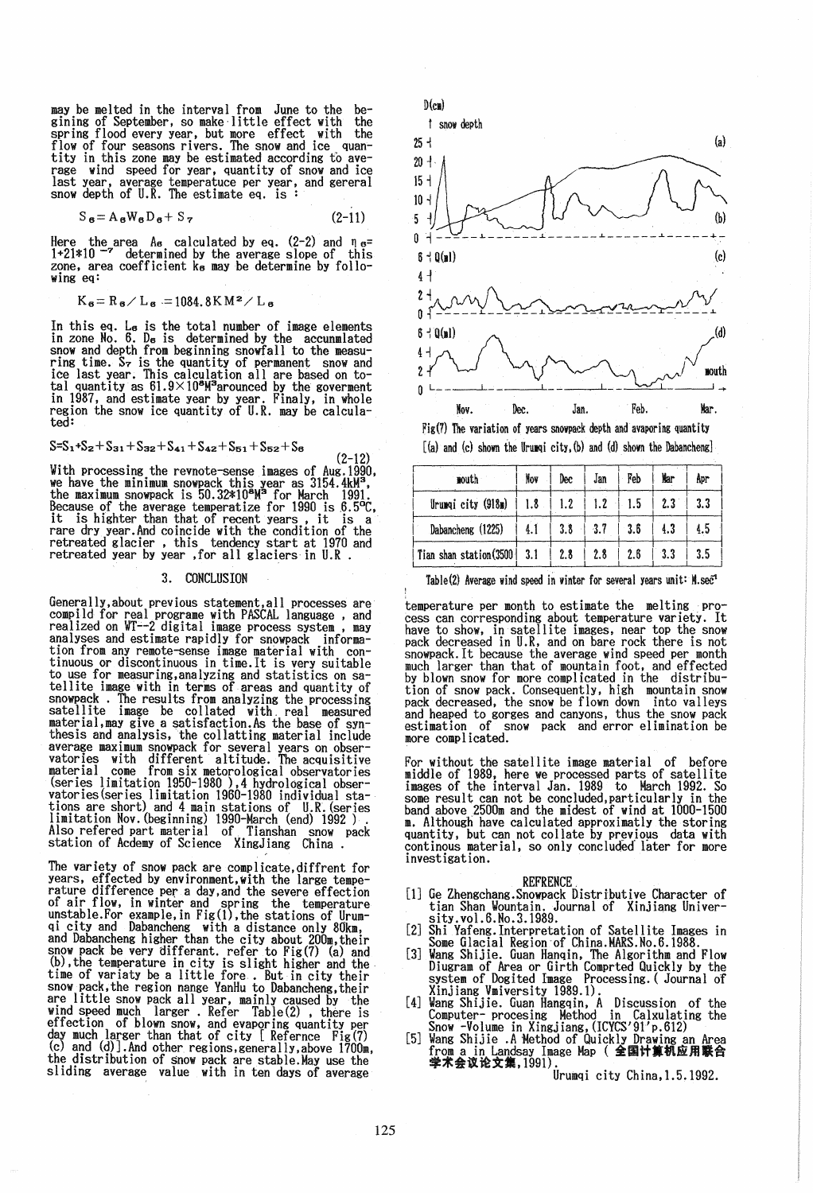may be melted in the interval from June to the begining of September, so make little effect with the spring flood every year, but more effect with the flow of four seasons rivers. The snow and ice quantity in this zone may be estimated according to average wind speed for year, quantity of snow and ice last year, average temperatuce per year, and gereral snow depth of U.R. The estimate eq. is :

$$S_6 = A_6 W_6 D_6 + S_7 \qquad (2\text{-}11)$$

Here the area $A_6$ calculated by eq. (2-2) and $\eta_6 = 1+21*10^{-7}$ determined by the average slope of this zone, area coefficient $k_6$ may be determine by following eq:

$$K_6 = R_6 / L_6 = 1084.8KM^2 / L_6$$

In this eq. $L_6$ is the total number of image elements in zone No. 6. $D_6$ is determined by the accumlated snow and depth from beginning snowfall to the measuring time. $S_7$ is the quantity of permanent snow and ice last year. This calculation all are based on total quantity as $61.9\times10^8 M^3$arounced by the goverment in 1987, and estimate year by year. Finaly, in whole region the snow ice quantity of U.R. may be calculated:

$$S = S_1 + S_2 + S_{31} + S_{32} + S_{41} + S_{42} + S_{51} + S_{52} + S_6 \qquad (2\text{-}12)$$

With processing the revnote-sense images of Aug.1990, we have the minimum snowpack this year as $3154.4kM^3$, the maximum snowpack is $50.32*10^8 M^3$ for March 1991. Because of the average temperatize for 1990 is 6.5°C, it is highter than that of recent years , it is a rare dry year.And coincide with the condition of the retreated glacier , this tendency start at 1970 and retreated year by year ,for all glaciers in U.R .

## 3. CONCLUSION

Generally,about previous statement,all processes are compild for real programe with PASCAL language , and realized on WT--2 digital image process system , may analyses and estimate rapidly for snowpack information from any remote-sense image material with continuous or discontinuous in time.It is very suitable to use for measuring,analyzing and statistics on satellite image with in terms of areas and quantity of snowpack . The results from analyzing the processing satellite image be collated with real measured material,may give a satisfaction.As the base of synthesis and analysis, the collatting material include average maximum snowpack for several years on obser-vatories with different altitude. The acquisitive material come from six metorological observatories (series limitation 1950-1980 ),4 hydrological observatories(series limitation 1960-1980 individual stations are short) and 4 main stations of U.R.(series limitation Nov.(beginning) 1990-March (end) 1992 ). Also refered part material of Tianshan snow pack station of Acdemy of Science XingJiang China .

The variety of snow pack are complicate,diffrent for years, effected by environment,with the large temperature difference per a day,and the severe effection of air flow, in winter and spring the temperature unstable.For example,in Fig(1),the stations of Urumqi city and Dabancheng with a distance only 80km, and Dabancheng higher than the city about 200m,their snow pack be very differant. refer to Fig(7) (a) and (b),the temperature in city is slight higher and the time of variaty be a little fore . But in city their snow pack,the region nange YanHu to Dabancheng,their are little snow pack all year, mainly caused by the wind speed much larger . Refer Table(2) , there is effection of blown snow, and evaporing quantity per day much larger than that of city [ Refernce Fig(7) (c) and (d)].And other regions,generally,above 1700m, the distribution of snow pack are stable.May use the sliding average value with in ten days of average

D(cm)
↑ snow depth
25
20
15
10
5
0
(a)
(b)
6 Q(ml)
4
2
0
(c)
6 Q(ml)
4
2
0
(d)
mouth
Nov. Dec. Jan. Feb. Mar.

Fig(7) The variation of years snowpack depth and avaporing quantity [(a) and (c) shown the Urumqi city,(b) and (d) shown the Dabancheng]

| mouth | Nov | Dec | Jan | Feb | Mar | Apr |
|---|---|---|---|---|---|---|
| Urumqi city (918m) | 1.8 | 1.2 | 1.2 | 1.5 | 2.3 | 3.3 |
| Dabancheng (1225) | 4.1 | 3.8 | 3.7 | 3.6 | 4.3 | 4.5 |
| Tian shan station(3500) | 3.1 | 2.8 | 2.8 | 2.6 | 3.3 | 3.5 |

Table(2) Average wind speed in winter for several years unit: $M.sec^{-1}$

temperature per month to estimate the melting process can corresponding about temperature variety. It have to show, in satellite images, near top the snow pack decreased in U.R, and on bare rock there is not snowpack.It because the average wind speed per month much larger than that of mountain foot, and effected by blown snow for more complicated in the distribution of snow pack. Consequently, high mountain snow pack decreased, the snow be flown down into valleys and heaped to gorges and canyons, thus the snow pack estimation of snow pack and error elimination be more complicated.

For without the satellite image material of before middle of 1989, here we processed parts of satellite images of the interval Jan. 1989 to March 1992. So some result can not be concluded,particularly in the band above 2500m and the midest of wind at 1000-1500 m. Although have calculated approximatly the storing quantity, but can not collate by previous data with continous material, so only concluded later for more investigation.

## REFRENCE

[1] Ge Zhengchang.Snowpack Distributive Character of tian Shan Wountain. Journal of Xinjiang University.vol.6.No.3.1989.

[2] Shi Yafeng.Interpretation of Satellite Images in Some Glacial Region of China.MARS.No.6.1988.

[3] Wang Shijie. Guan Hanqin, The Algorithm and Flow Diugram of Area or Girth Comprted Quickly by the system of Dogited Image Processing.( Journal of Xinjiang Vmiversity 1989.1).

[4] Wang Shijie. Guan Hangqin, A Discussion of the Computer- procesing Method in Calxulating the Snow -Volume in Xingjiang,(ICYCS'91'p.612)

[5] Wang Shijie .A Method of Quickly Drawing an Area from a in Landsay Image Map ( **全国计算机应用联合学术会议论文集**,1991).

Urumqi city China,1.5.1992.